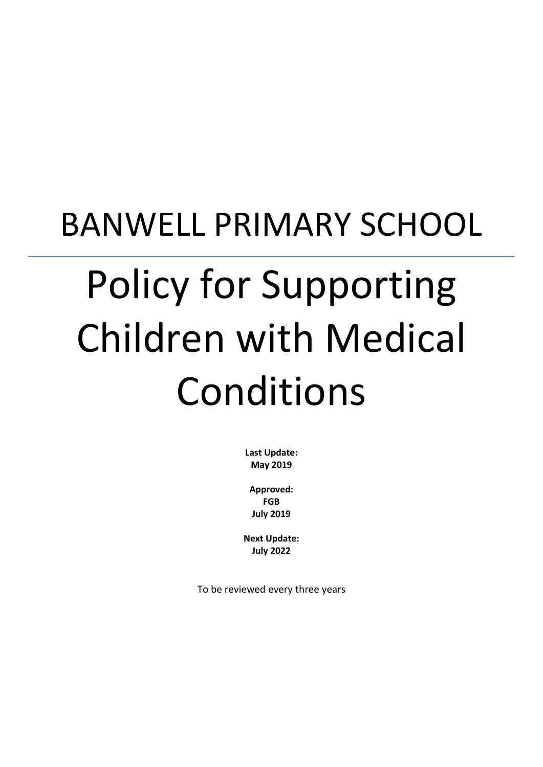# BANWELL PRIMARY SCHOOL

---

# Policy for Supporting Children with Medical Conditions

**Last Update:**
**May 2019**

**Approved:**
**FGB**
**July 2019**

**Next Update:**
**July 2022**

To be reviewed every three years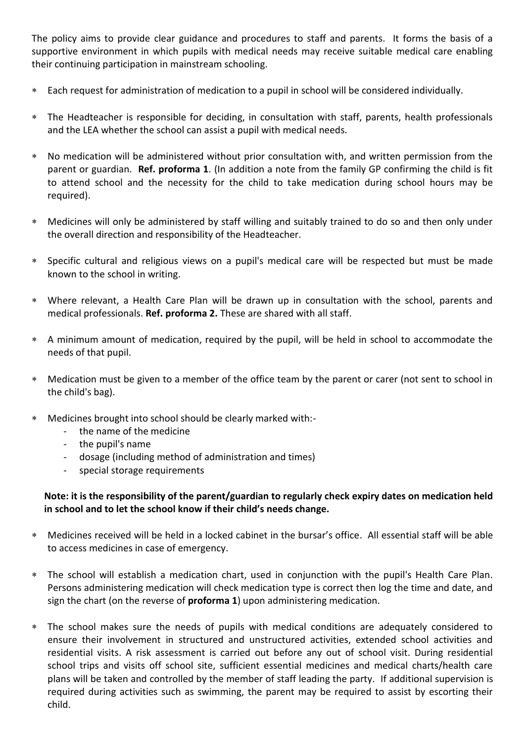The policy aims to provide clear guidance and procedures to staff and parents. It forms the basis of a supportive environment in which pupils with medical needs may receive suitable medical care enabling their continuing participation in mainstream schooling.

- Each request for administration of medication to a pupil in school will be considered individually.
- The Headteacher is responsible for deciding, in consultation with staff, parents, health professionals and the LEA whether the school can assist a pupil with medical needs.
- No medication will be administered without prior consultation with, and written permission from the parent or guardian. **Ref. proforma 1**. (In addition a note from the family GP confirming the child is fit to attend school and the necessity for the child to take medication during school hours may be required).
- Medicines will only be administered by staff willing and suitably trained to do so and then only under the overall direction and responsibility of the Headteacher.
- Specific cultural and religious views on a pupil's medical care will be respected but must be made known to the school in writing.
- Where relevant, a Health Care Plan will be drawn up in consultation with the school, parents and medical professionals. **Ref. proforma 2.** These are shared with all staff.
- A minimum amount of medication, required by the pupil, will be held in school to accommodate the needs of that pupil.
- Medication must be given to a member of the office team by the parent or carer (not sent to school in the child's bag).
- Medicines brought into school should be clearly marked with:-
  - the name of the medicine
  - the pupil's name
  - dosage (including method of administration and times)
  - special storage requirements

  **Note: it is the responsibility of the parent/guardian to regularly check expiry dates on medication held in school and to let the school know if their child's needs change.**

- Medicines received will be held in a locked cabinet in the bursar's office. All essential staff will be able to access medicines in case of emergency.
- The school will establish a medication chart, used in conjunction with the pupil's Health Care Plan. Persons administering medication will check medication type is correct then log the time and date, and sign the chart (on the reverse of **proforma 1**) upon administering medication.
- The school makes sure the needs of pupils with medical conditions are adequately considered to ensure their involvement in structured and unstructured activities, extended school activities and residential visits. A risk assessment is carried out before any out of school visit. During residential school trips and visits off school site, sufficient essential medicines and medical charts/health care plans will be taken and controlled by the member of staff leading the party. If additional supervision is required during activities such as swimming, the parent may be required to assist by escorting their child.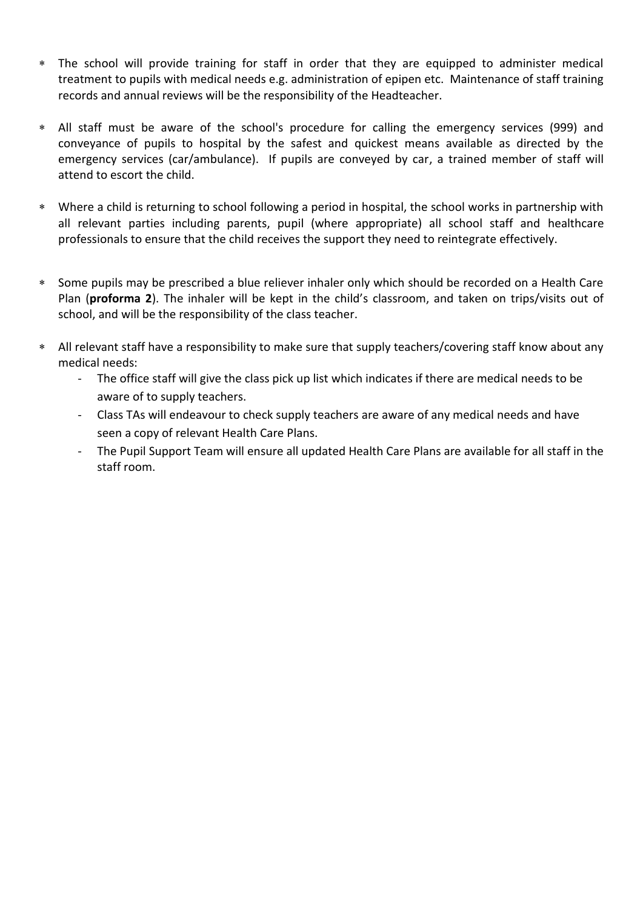* The school will provide training for staff in order that they are equipped to administer medical treatment to pupils with medical needs e.g. administration of epipen etc. Maintenance of staff training records and annual reviews will be the responsibility of the Headteacher.

* All staff must be aware of the school's procedure for calling the emergency services (999) and conveyance of pupils to hospital by the safest and quickest means available as directed by the emergency services (car/ambulance). If pupils are conveyed by car, a trained member of staff will attend to escort the child.

* Where a child is returning to school following a period in hospital, the school works in partnership with all relevant parties including parents, pupil (where appropriate) all school staff and healthcare professionals to ensure that the child receives the support they need to reintegrate effectively.

* Some pupils may be prescribed a blue reliever inhaler only which should be recorded on a Health Care Plan (**proforma 2**). The inhaler will be kept in the child's classroom, and taken on trips/visits out of school, and will be the responsibility of the class teacher.

* All relevant staff have a responsibility to make sure that supply teachers/covering staff know about any medical needs:
  - The office staff will give the class pick up list which indicates if there are medical needs to be aware of to supply teachers.
  - Class TAs will endeavour to check supply teachers are aware of any medical needs and have seen a copy of relevant Health Care Plans.
  - The Pupil Support Team will ensure all updated Health Care Plans are available for all staff in the staff room.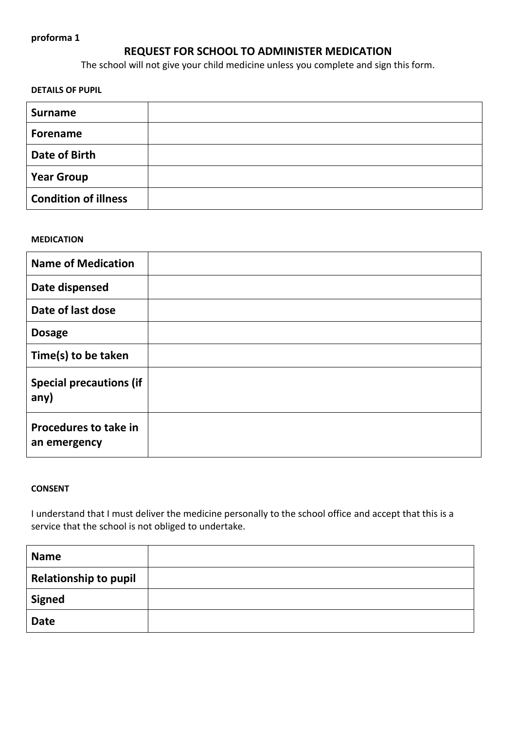**proforma 1**

# REQUEST FOR SCHOOL TO ADMINISTER MEDICATION

The school will not give your child medicine unless you complete and sign this form.

**DETAILS OF PUPIL**

| | |
|---|---|
| **Surname** | |
| **Forename** | |
| **Date of Birth** | |
| **Year Group** | |
| **Condition of illness** | |

**MEDICATION**

| | |
|---|---|
| **Name of Medication** | |
| **Date dispensed** | |
| **Date of last dose** | |
| **Dosage** | |
| **Time(s) to be taken** | |
| **Special precautions (if any)** | |
| **Procedures to take in an emergency** | |

**CONSENT**

I understand that I must deliver the medicine personally to the school office and accept that this is a service that the school is not obliged to undertake.

| | |
|---|---|
| **Name** | |
| **Relationship to pupil** | |
| **Signed** | |
| **Date** | |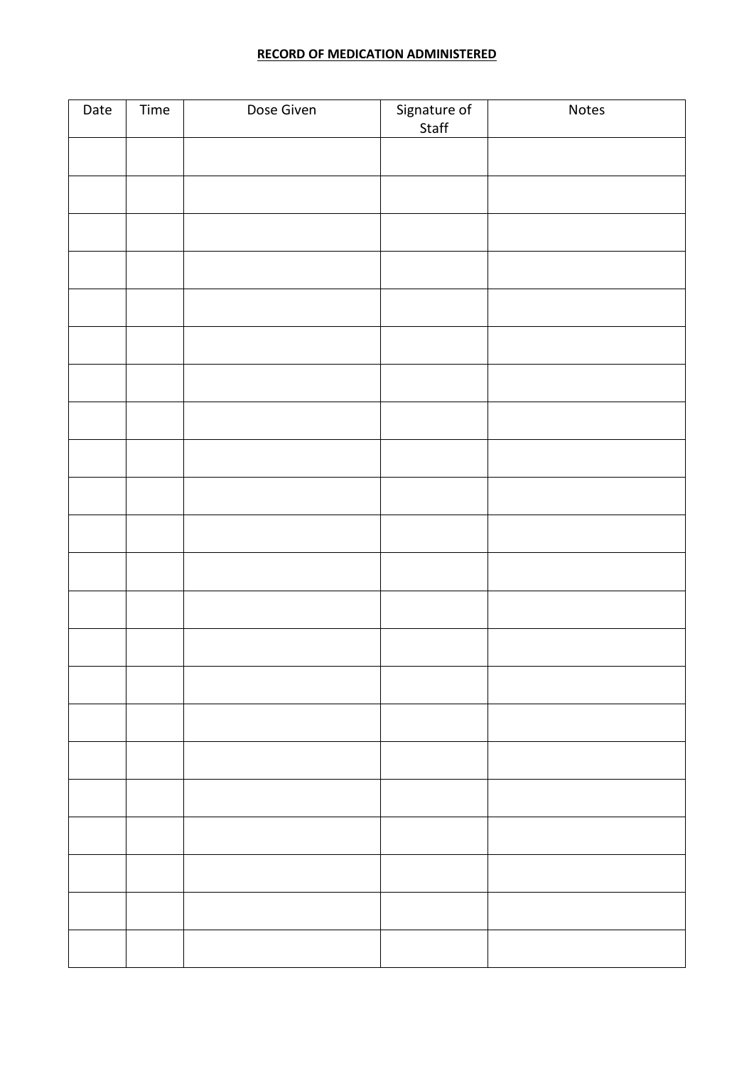**RECORD OF MEDICATION ADMINISTERED**

| Date | Time | Dose Given | Signature of Staff | Notes |
|---|---|---|---|---|
| | | | | |
| | | | | |
| | | | | |
| | | | | |
| | | | | |
| | | | | |
| | | | | |
| | | | | |
| | | | | |
| | | | | |
| | | | | |
| | | | | |
| | | | | |
| | | | | |
| | | | | |
| | | | | |
| | | | | |
| | | | | |
| | | | | |
| | | | | |
| | | | | |
| | | | | |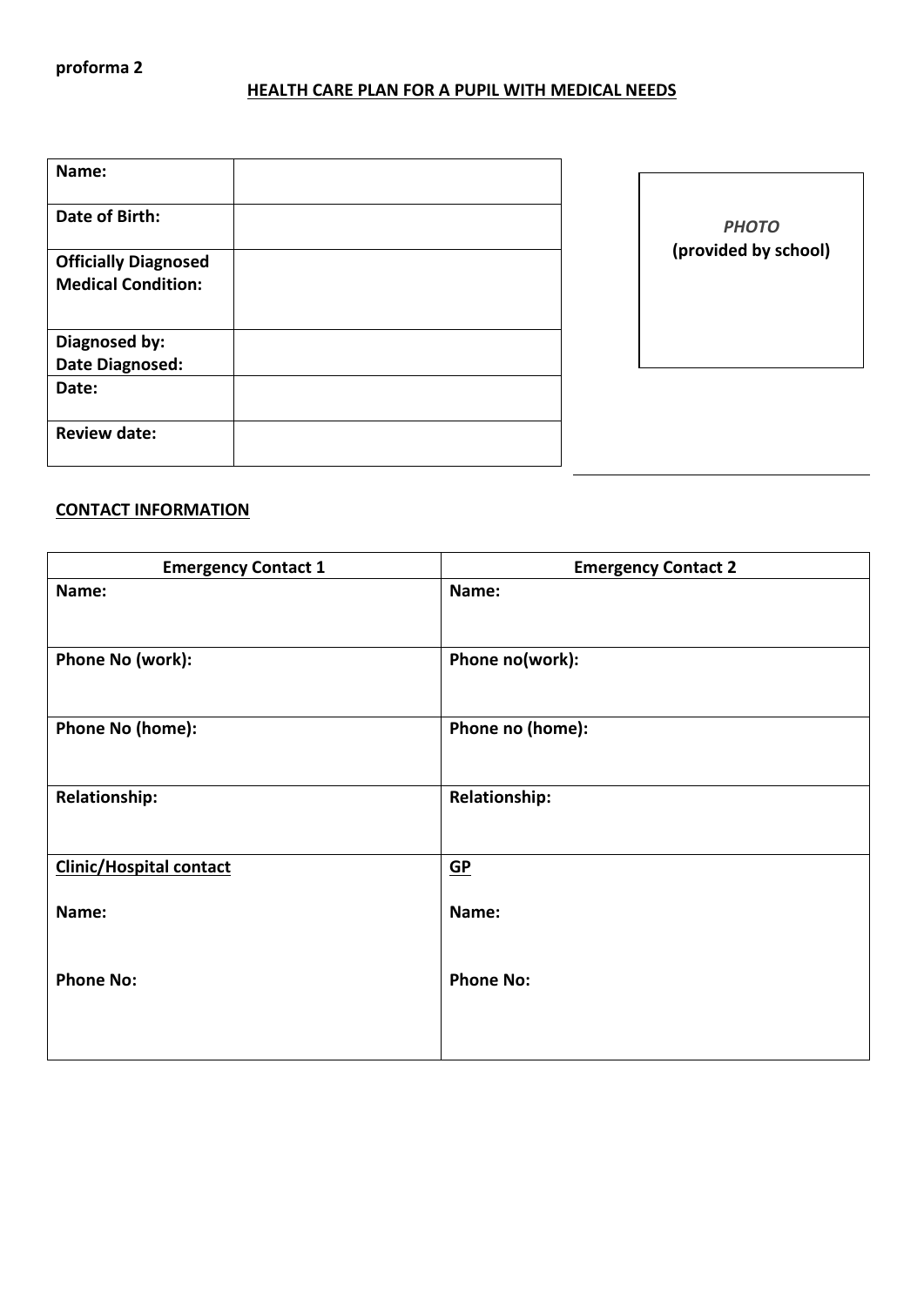proforma 2

## HEALTH CARE PLAN FOR A PUPIL WITH MEDICAL NEEDS

| | |
|---|---|
| **Name:** | |
| **Date of Birth:** | |
| **Officially Diagnosed Medical Condition:** | |
| **Diagnosed by: Date Diagnosed:** | |
| **Date:** | |
| **Review date:** | |

*PHOTO*
**(provided by school)**

## CONTACT INFORMATION

| **Emergency Contact 1** | **Emergency Contact 2** |
|---|---|
| **Name:** | **Name:** |
| **Phone No (work):** | **Phone no(work):** |
| **Phone No (home):** | **Phone no (home):** |
| **Relationship:** | **Relationship:** |
| **Clinic/Hospital contact**<br><br>**Name:**<br><br>**Phone No:** | **GP**<br><br>**Name:**<br><br>**Phone No:** |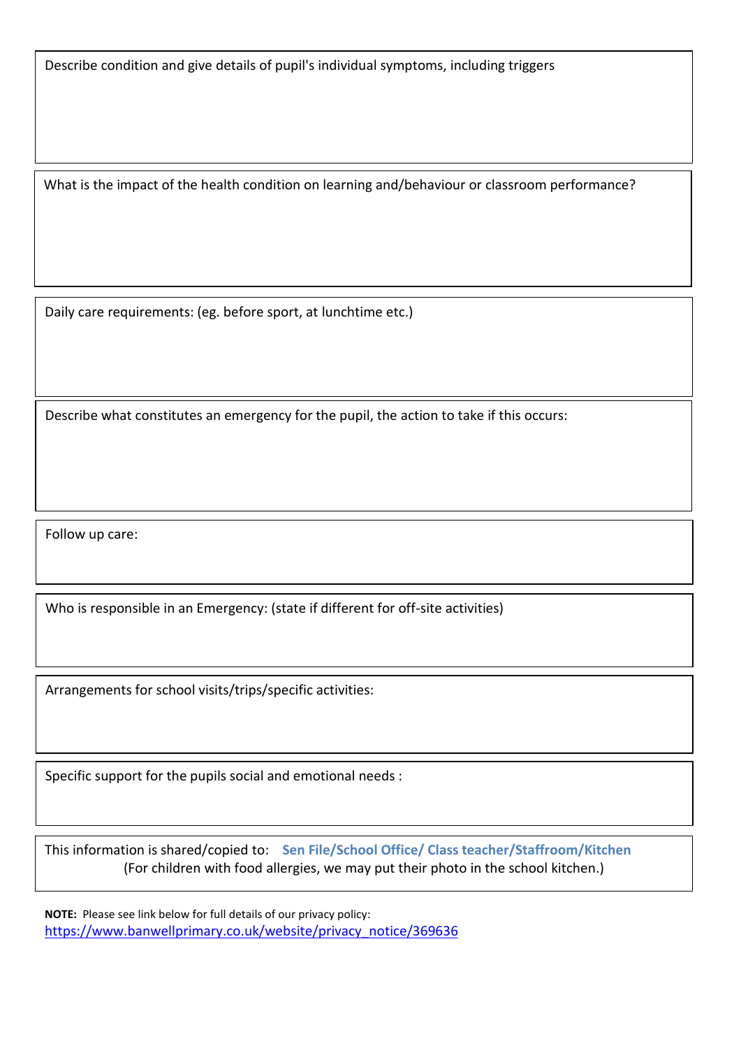Describe condition and give details of pupil's individual symptoms, including triggers

What is the impact of the health condition on learning and/behaviour or classroom performance?

Daily care requirements: (eg. before sport, at lunchtime etc.)

Describe what constitutes an emergency for the pupil, the action to take if this occurs:

Follow up care:

Who is responsible in an Emergency: (state if different for off-site activities)

Arrangements for school visits/trips/specific activities:

Specific support for the pupils social and emotional needs :

This information is shared/copied to: **Sen File/School Office/ Class teacher/Staffroom/Kitchen**
(For children with food allergies, we may put their photo in the school kitchen.)

**NOTE:** Please see link below for full details of our privacy policy:
https://www.banwellprimary.co.uk/website/privacy_notice/369636